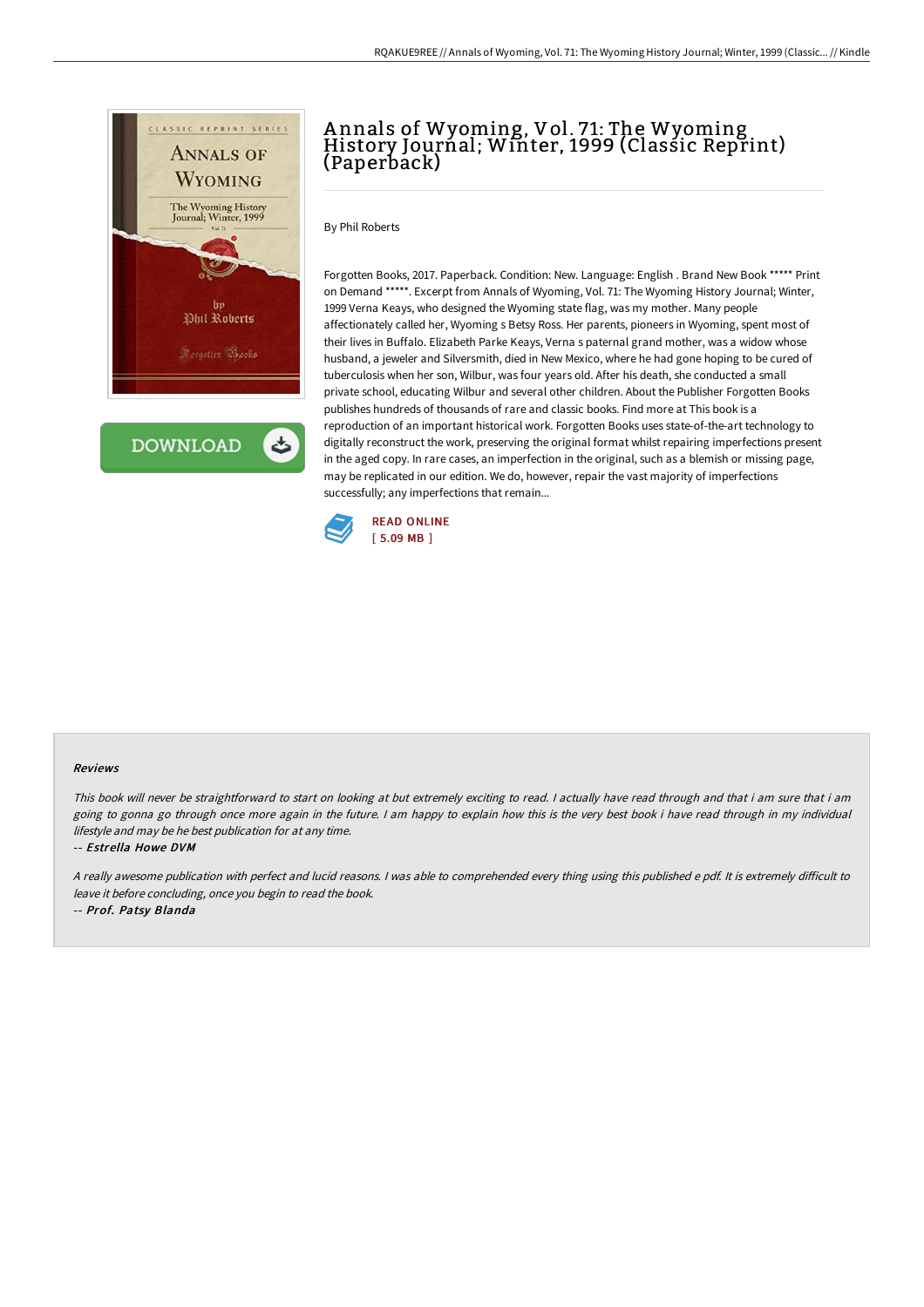# Annals of Wyoming, Vol. 71: The Wyoming History Journal; Winter, 1999 (Classic Reprint) (Paperback)

By Phil Roberts

Forgotten Books, 2017. Paperback. Condition: New. Language: English . Brand New Book ***** Print on Demand *****. Excerpt from Annals of Wyoming, Vol. 71: The Wyoming History Journal; Winter, 1999 Verna Keays, who designed the Wyoming state flag, was my mother. Many people affectionately called her, Wyoming s Betsy Ross. Her parents, pioneers in Wyoming, spent most of their lives in Buffalo. Elizabeth Parke Keays, Verna s paternal grand mother, was a widow whose husband, a jeweler and Silversmith, died in New Mexico, where he had gone hoping to be cured of tuberculosis when her son, Wilbur, was four years old. After his death, she conducted a small private school, educating Wilbur and several other children. About the Publisher Forgotten Books publishes hundreds of thousands of rare and classic books. Find more at This book is a reproduction of an important historical work. Forgotten Books uses state-of-the-art technology to digitally reconstruct the work, preserving the original format whilst repairing imperfections present in the aged copy. In rare cases, an imperfection in the original, such as a blemish or missing page, may be replicated in our edition. We do, however, repair the vast majority of imperfections successfully; any imperfections that remain...

READ ONLINE
[ 5.09 MB ]

### Reviews

*This book will never be straightforward to start on looking at but extremely exciting to read. I actually have read through and that i am sure that i am going to gonna go through once more again in the future. I am happy to explain how this is the very best book i have read through in my individual lifestyle and may be he best publication for at any time.*

-- ***Estrella Howe DVM***

*A really awesome publication with perfect and lucid reasons. I was able to comprehended every thing using this published e pdf. It is extremely difficult to leave it before concluding, once you begin to read the book.*

-- ***Prof. Patsy Blanda***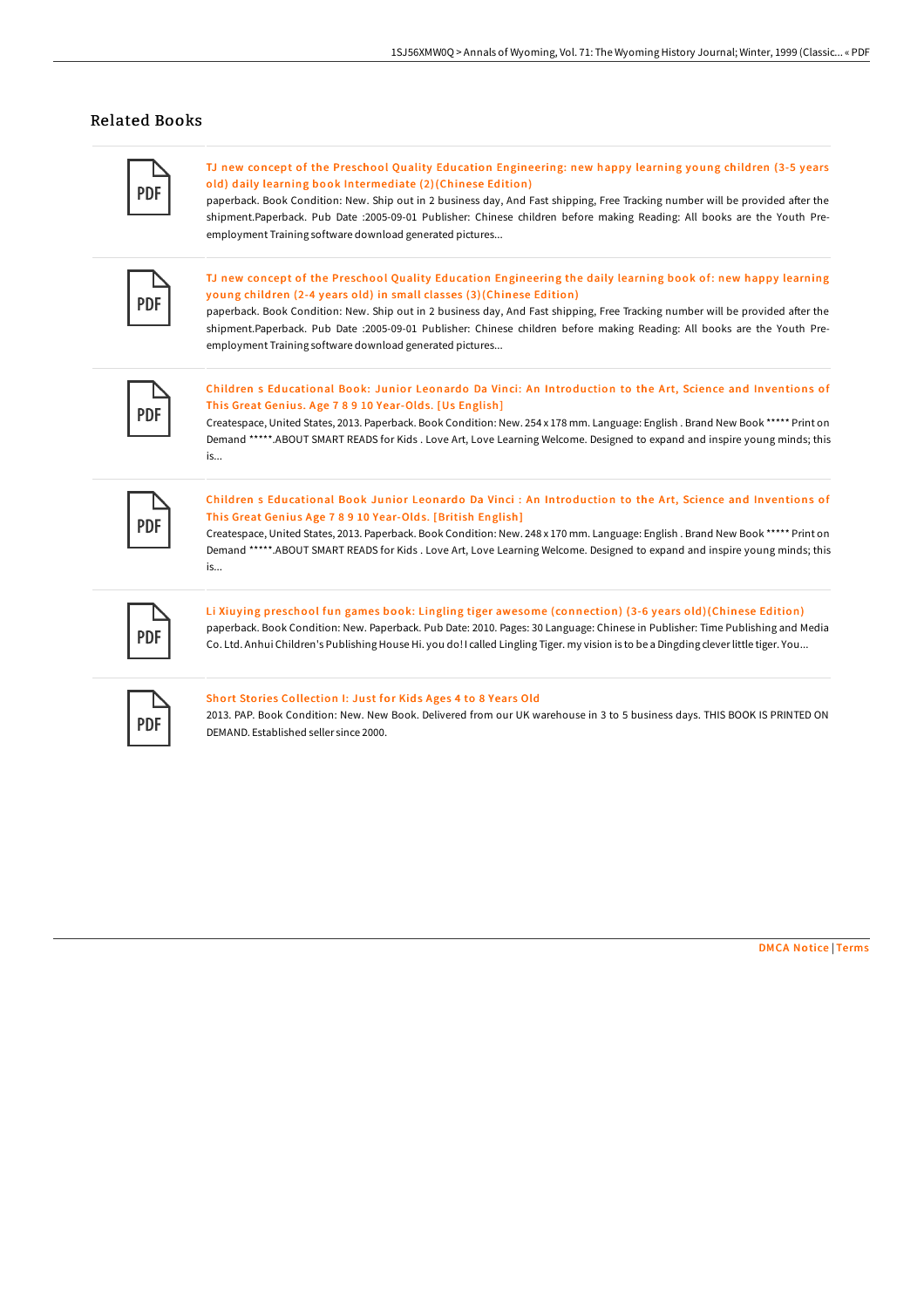## Related Books

**TJ new concept of the Preschool Quality Education Engineering: new happy learning young children (3-5 years old) daily learning book Intermediate (2)(Chinese Edition)**

paperback. Book Condition: New. Ship out in 2 business day, And Fast shipping, Free Tracking number will be provided after the shipment.Paperback. Pub Date :2005-09-01 Publisher: Chinese children before making Reading: All books are the Youth Pre-employment Training software download generated pictures...

**TJ new concept of the Preschool Quality Education Engineering the daily learning book of: new happy learning young children (2-4 years old) in small classes (3)(Chinese Edition)**

paperback. Book Condition: New. Ship out in 2 business day, And Fast shipping, Free Tracking number will be provided after the shipment.Paperback. Pub Date :2005-09-01 Publisher: Chinese children before making Reading: All books are the Youth Pre-employment Training software download generated pictures...

**Children s Educational Book: Junior Leonardo Da Vinci: An Introduction to the Art, Science and Inventions of This Great Genius. Age 7 8 9 10 Year-Olds. [Us English]**

Createspace, United States, 2013. Paperback. Book Condition: New. 254 x 178 mm. Language: English . Brand New Book ***** Print on Demand *****.ABOUT SMART READS for Kids . Love Art, Love Learning Welcome. Designed to expand and inspire young minds; this is...

**Children s Educational Book Junior Leonardo Da Vinci : An Introduction to the Art, Science and Inventions of This Great Genius Age 7 8 9 10 Year-Olds. [British English]**

Createspace, United States, 2013. Paperback. Book Condition: New. 248 x 170 mm. Language: English . Brand New Book ***** Print on Demand *****.ABOUT SMART READS for Kids . Love Art, Love Learning Welcome. Designed to expand and inspire young minds; this is...

**Li Xiuying preschool fun games book: Lingling tiger awesome (connection) (3-6 years old)(Chinese Edition)**

paperback. Book Condition: New. Paperback. Pub Date: 2010. Pages: 30 Language: Chinese in Publisher: Time Publishing and Media Co. Ltd. Anhui Children's Publishing House Hi. you do! I called Lingling Tiger. my vision is to be a Dingding clever little tiger. You...

**Short Stories Collection I: Just for Kids Ages 4 to 8 Years Old**

2013. PAP. Book Condition: New. New Book. Delivered from our UK warehouse in 3 to 5 business days. THIS BOOK IS PRINTED ON DEMAND. Established seller since 2000.